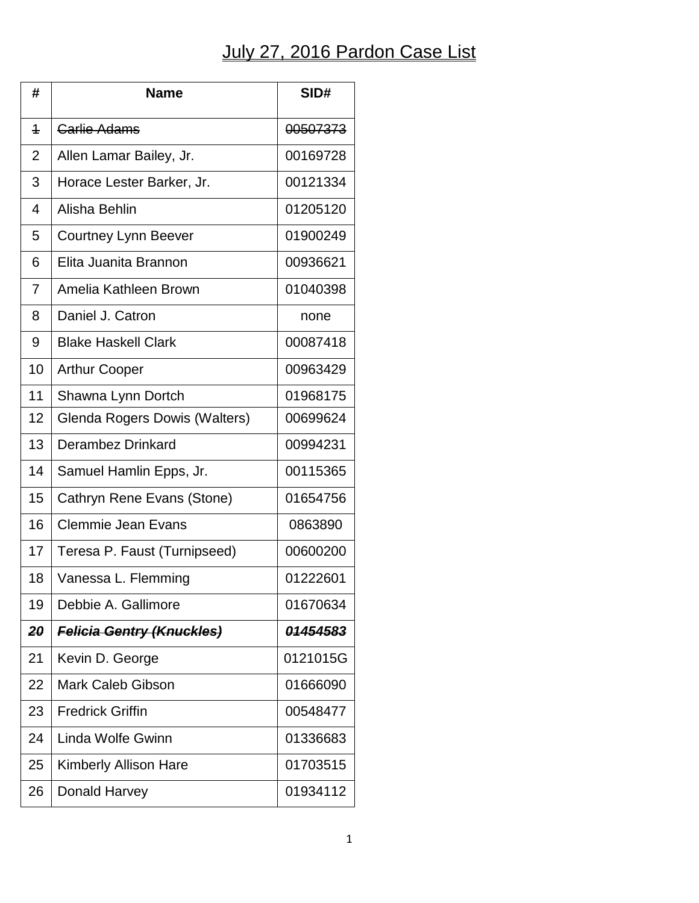# July 27, 2016 Pardon Case List

| # | Name | SID# |
|---|---|---|
| ~~1~~ | ~~Carlie Adams~~ | ~~00507373~~ |
| 2 | Allen Lamar Bailey, Jr. | 00169728 |
| 3 | Horace Lester Barker, Jr. | 00121334 |
| 4 | Alisha Behlin | 01205120 |
| 5 | Courtney Lynn Beever | 01900249 |
| 6 | Elita Juanita Brannon | 00936621 |
| 7 | Amelia Kathleen Brown | 01040398 |
| 8 | Daniel J. Catron | none |
| 9 | Blake Haskell Clark | 00087418 |
| 10 | Arthur Cooper | 00963429 |
| 11 | Shawna Lynn Dortch | 01968175 |
| 12 | Glenda Rogers Dowis (Walters) | 00699624 |
| 13 | Derambez Drinkard | 00994231 |
| 14 | Samuel Hamlin Epps, Jr. | 00115365 |
| 15 | Cathryn Rene Evans (Stone) | 01654756 |
| 16 | Clemmie Jean Evans | 0863890 |
| 17 | Teresa P. Faust (Turnipseed) | 00600200 |
| 18 | Vanessa L. Flemming | 01222601 |
| 19 | Debbie A. Gallimore | 01670634 |
| ***~~20~~*** | ***~~Felicia Gentry (Knuckles)~~*** | ***~~01454583~~*** |
| 21 | Kevin D. George | 0121015G |
| 22 | Mark Caleb Gibson | 01666090 |
| 23 | Fredrick Griffin | 00548477 |
| 24 | Linda Wolfe Gwinn | 01336683 |
| 25 | Kimberly Allison Hare | 01703515 |
| 26 | Donald Harvey | 01934112 |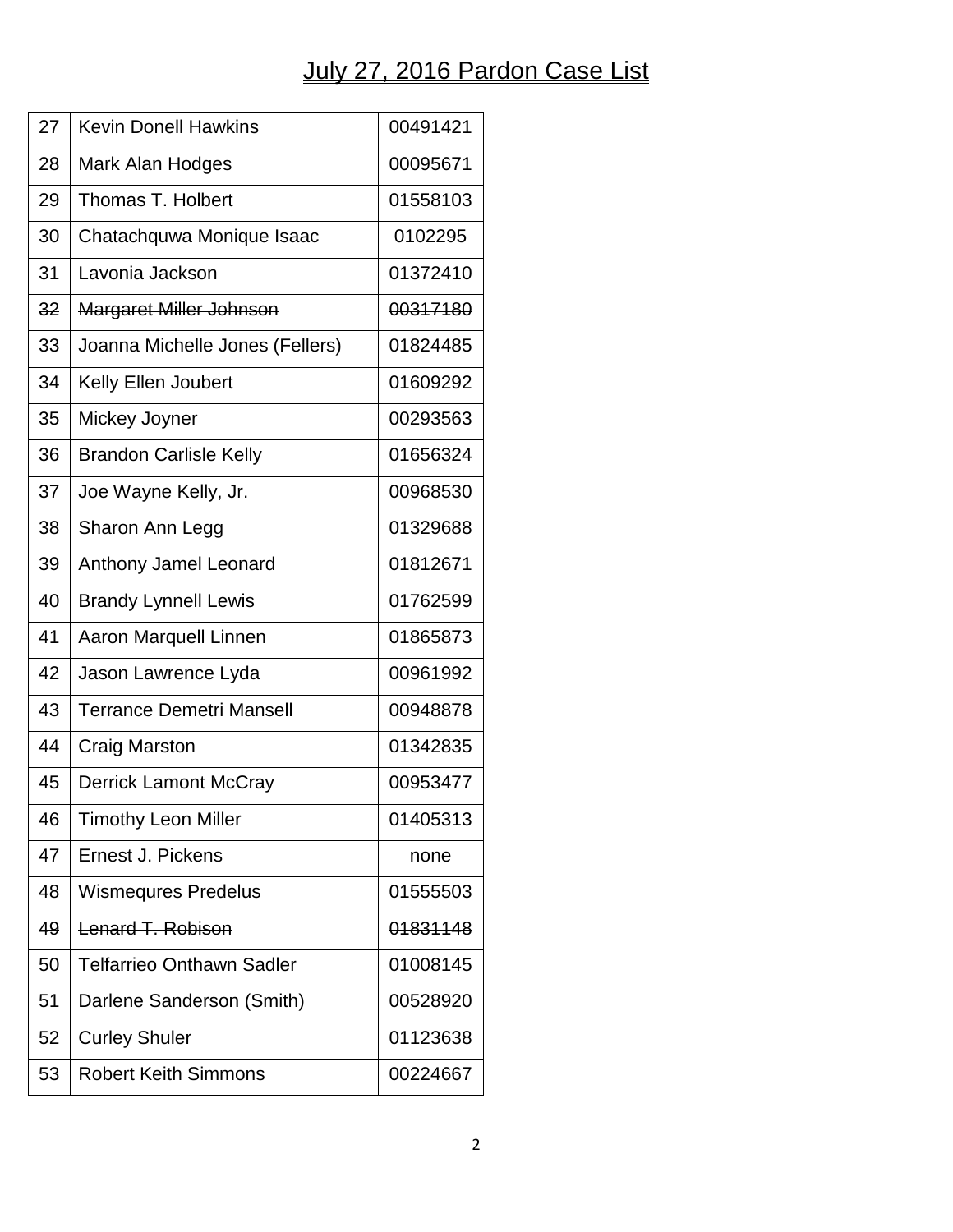# July 27, 2016 Pardon Case List

| | | |
|---|---|---|
| 27 | Kevin Donell Hawkins | 00491421 |
| 28 | Mark Alan Hodges | 00095671 |
| 29 | Thomas T. Holbert | 01558103 |
| 30 | Chatachquwa Monique Isaac | 0102295 |
| 31 | Lavonia Jackson | 01372410 |
| ~~32~~ | ~~Margaret Miller Johnson~~ | ~~00317180~~ |
| 33 | Joanna Michelle Jones (Fellers) | 01824485 |
| 34 | Kelly Ellen Joubert | 01609292 |
| 35 | Mickey Joyner | 00293563 |
| 36 | Brandon Carlisle Kelly | 01656324 |
| 37 | Joe Wayne Kelly, Jr. | 00968530 |
| 38 | Sharon Ann Legg | 01329688 |
| 39 | Anthony Jamel Leonard | 01812671 |
| 40 | Brandy Lynnell Lewis | 01762599 |
| 41 | Aaron Marquell Linnen | 01865873 |
| 42 | Jason Lawrence Lyda | 00961992 |
| 43 | Terrance Demetri Mansell | 00948878 |
| 44 | Craig Marston | 01342835 |
| 45 | Derrick Lamont McCray | 00953477 |
| 46 | Timothy Leon Miller | 01405313 |
| 47 | Ernest J. Pickens | none |
| 48 | Wismequres Predelus | 01555503 |
| ~~49~~ | ~~Lenard T. Robison~~ | ~~01831148~~ |
| 50 | Telfarrieo Onthawn Sadler | 01008145 |
| 51 | Darlene Sanderson (Smith) | 00528920 |
| 52 | Curley Shuler | 01123638 |
| 53 | Robert Keith Simmons | 00224667 |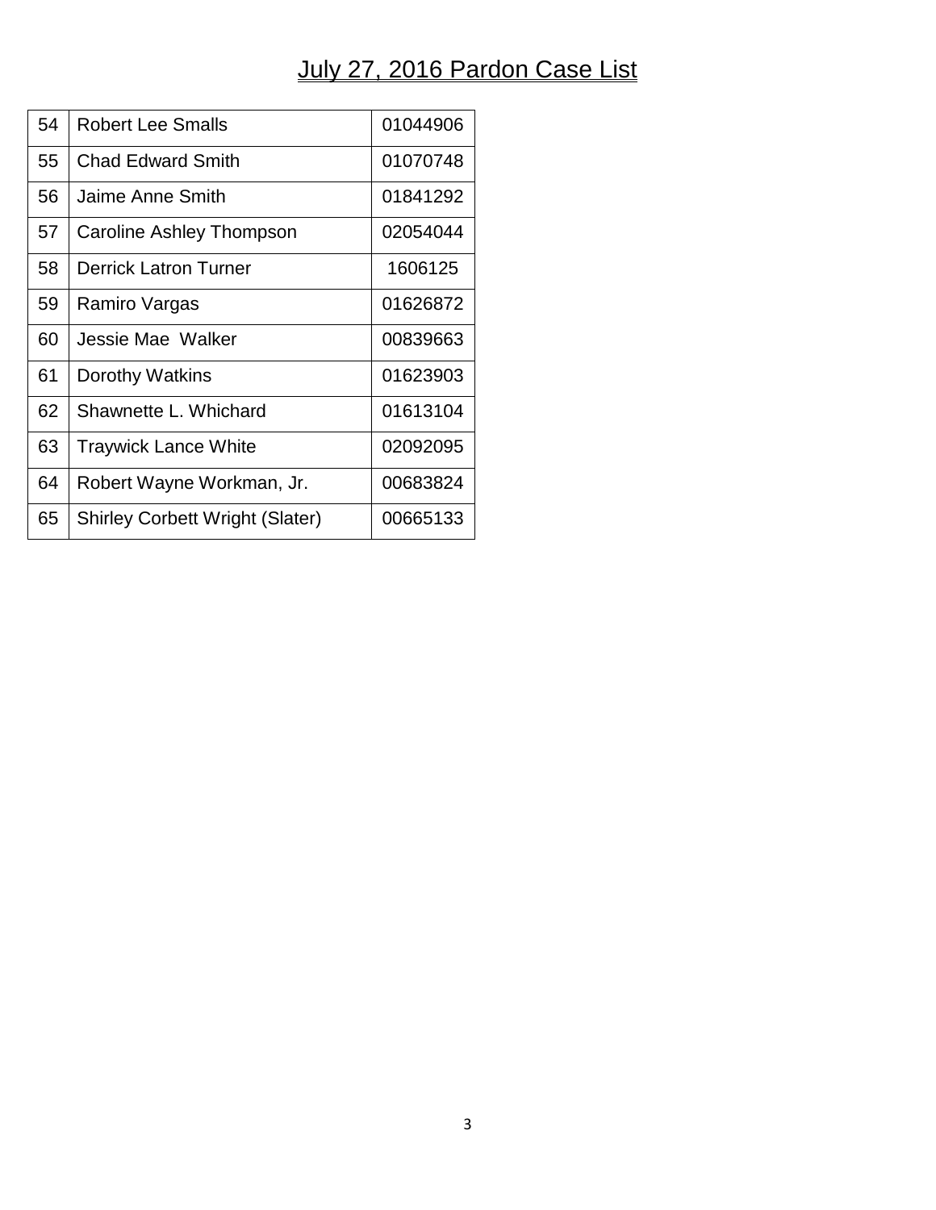# July 27, 2016 Pardon Case List

| | | |
|---|---|---|
| 54 | Robert Lee Smalls | 01044906 |
| 55 | Chad Edward Smith | 01070748 |
| 56 | Jaime Anne Smith | 01841292 |
| 57 | Caroline Ashley Thompson | 02054044 |
| 58 | Derrick Latron Turner | 1606125 |
| 59 | Ramiro Vargas | 01626872 |
| 60 | Jessie Mae Walker | 00839663 |
| 61 | Dorothy Watkins | 01623903 |
| 62 | Shawnette L. Whichard | 01613104 |
| 63 | Traywick Lance White | 02092095 |
| 64 | Robert Wayne Workman, Jr. | 00683824 |
| 65 | Shirley Corbett Wright (Slater) | 00665133 |